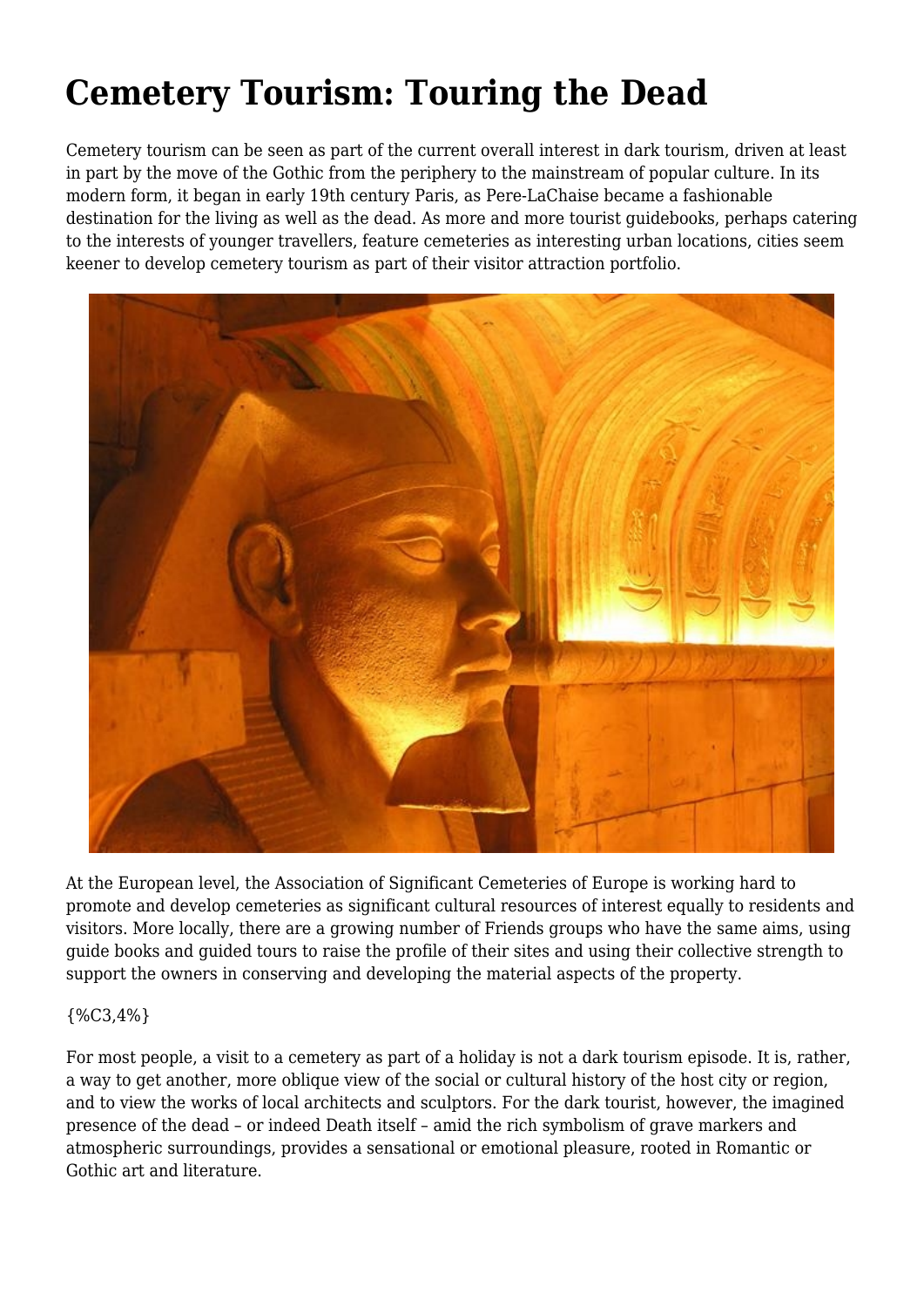# Cemetery Tourism: Touring the Dead

Cemetery tourism can be seen as part of the current overall interest in dark tourism, driven at least in part by the move of the Gothic from the periphery to the mainstream of popular culture. In its modern form, it began in early 19th century Paris, as Pere-LaChaise became a fashionable destination for the living as well as the dead. As more and more tourist guidebooks, perhaps catering to the interests of younger travellers, feature cemeteries as interesting urban locations, cities seem keener to develop cemetery tourism as part of their visitor attraction portfolio.

At the European level, the Association of Significant Cemeteries of Europe is working hard to promote and develop cemeteries as significant cultural resources of interest equally to residents and visitors. More locally, there are a growing number of Friends groups who have the same aims, using guide books and guided tours to raise the profile of their sites and using their collective strength to support the owners in conserving and developing the material aspects of the property.

{%C3,4%}

For most people, a visit to a cemetery as part of a holiday is not a dark tourism episode. It is, rather, a way to get another, more oblique view of the social or cultural history of the host city or region, and to view the works of local architects and sculptors. For the dark tourist, however, the imagined presence of the dead – or indeed Death itself – amid the rich symbolism of grave markers and atmospheric surroundings, provides a sensational or emotional pleasure, rooted in Romantic or Gothic art and literature.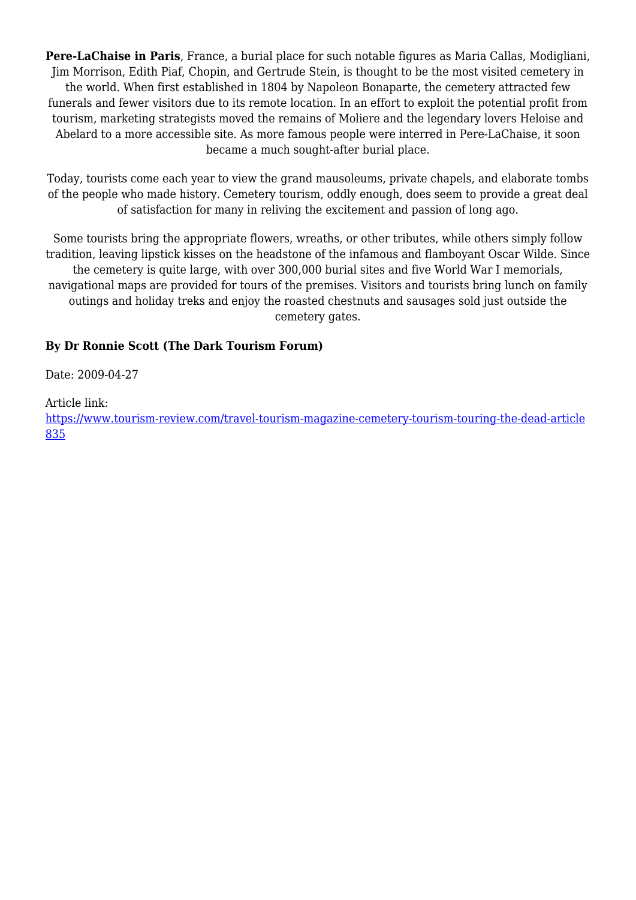**Pere-LaChaise in Paris**, France, a burial place for such notable figures as Maria Callas, Modigliani, Jim Morrison, Edith Piaf, Chopin, and Gertrude Stein, is thought to be the most visited cemetery in the world. When first established in 1804 by Napoleon Bonaparte, the cemetery attracted few funerals and fewer visitors due to its remote location. In an effort to exploit the potential profit from tourism, marketing strategists moved the remains of Moliere and the legendary lovers Heloise and Abelard to a more accessible site. As more famous people were interred in Pere-LaChaise, it soon became a much sought-after burial place.

Today, tourists come each year to view the grand mausoleums, private chapels, and elaborate tombs of the people who made history. Cemetery tourism, oddly enough, does seem to provide a great deal of satisfaction for many in reliving the excitement and passion of long ago.

Some tourists bring the appropriate flowers, wreaths, or other tributes, while others simply follow tradition, leaving lipstick kisses on the headstone of the infamous and flamboyant Oscar Wilde. Since the cemetery is quite large, with over 300,000 burial sites and five World War I memorials, navigational maps are provided for tours of the premises. Visitors and tourists bring lunch on family outings and holiday treks and enjoy the roasted chestnuts and sausages sold just outside the cemetery gates.

**By Dr Ronnie Scott (The Dark Tourism Forum)**

Date: 2009-04-27

Article link:
https://www.tourism-review.com/travel-tourism-magazine-cemetery-tourism-touring-the-dead-article835